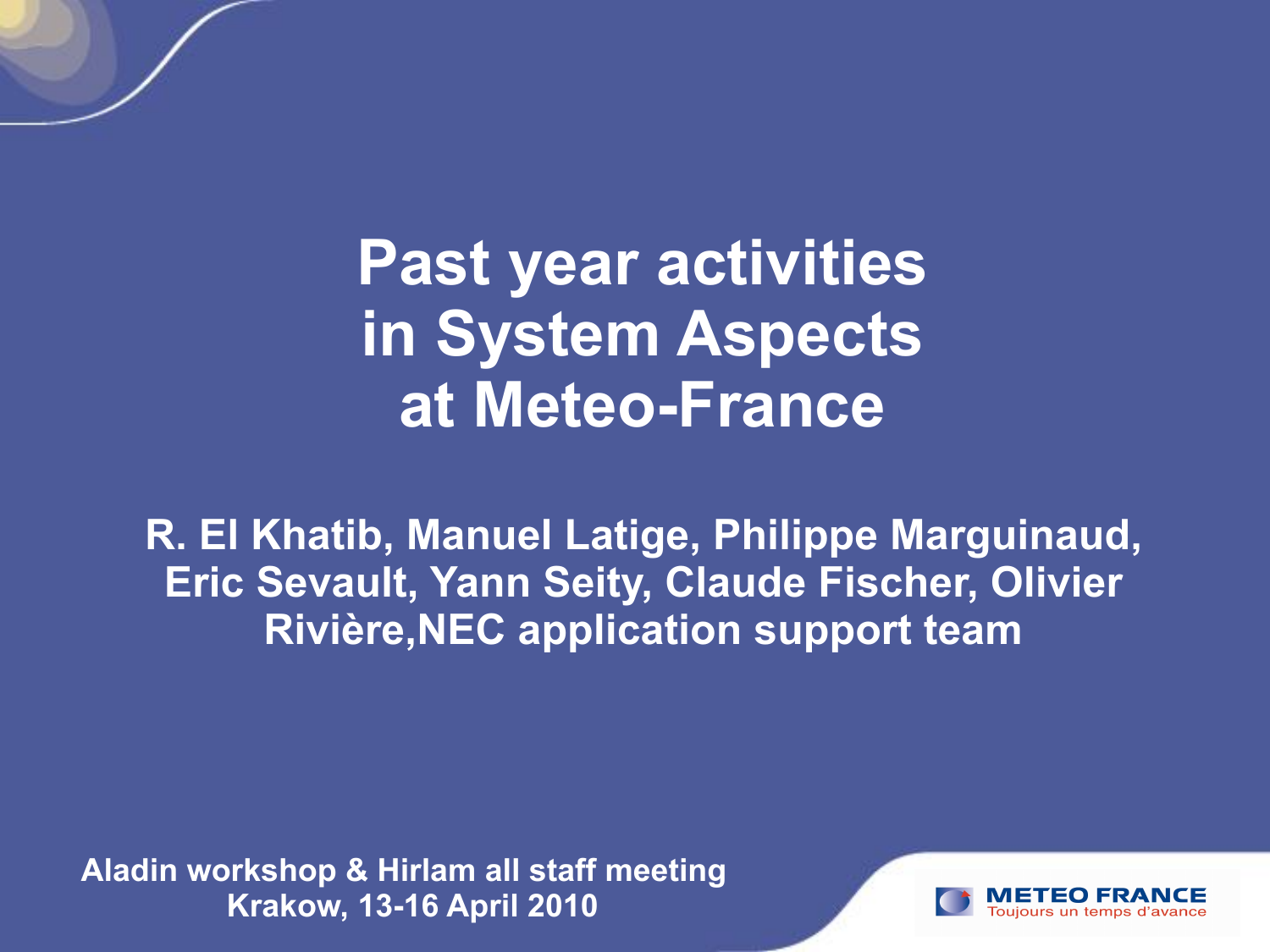# Past year activities in System Aspects at Meteo-France

**R. El Khatib, Manuel Latige, Philippe Marguinaud, Eric Sevault, Yann Seity, Claude Fischer, Olivier Rivière,NEC application support team**

**Aladin workshop & Hirlam all staff meeting**
**Krakow, 13-16 April 2010**

METEO FRANCE
Toujours un temps d'avance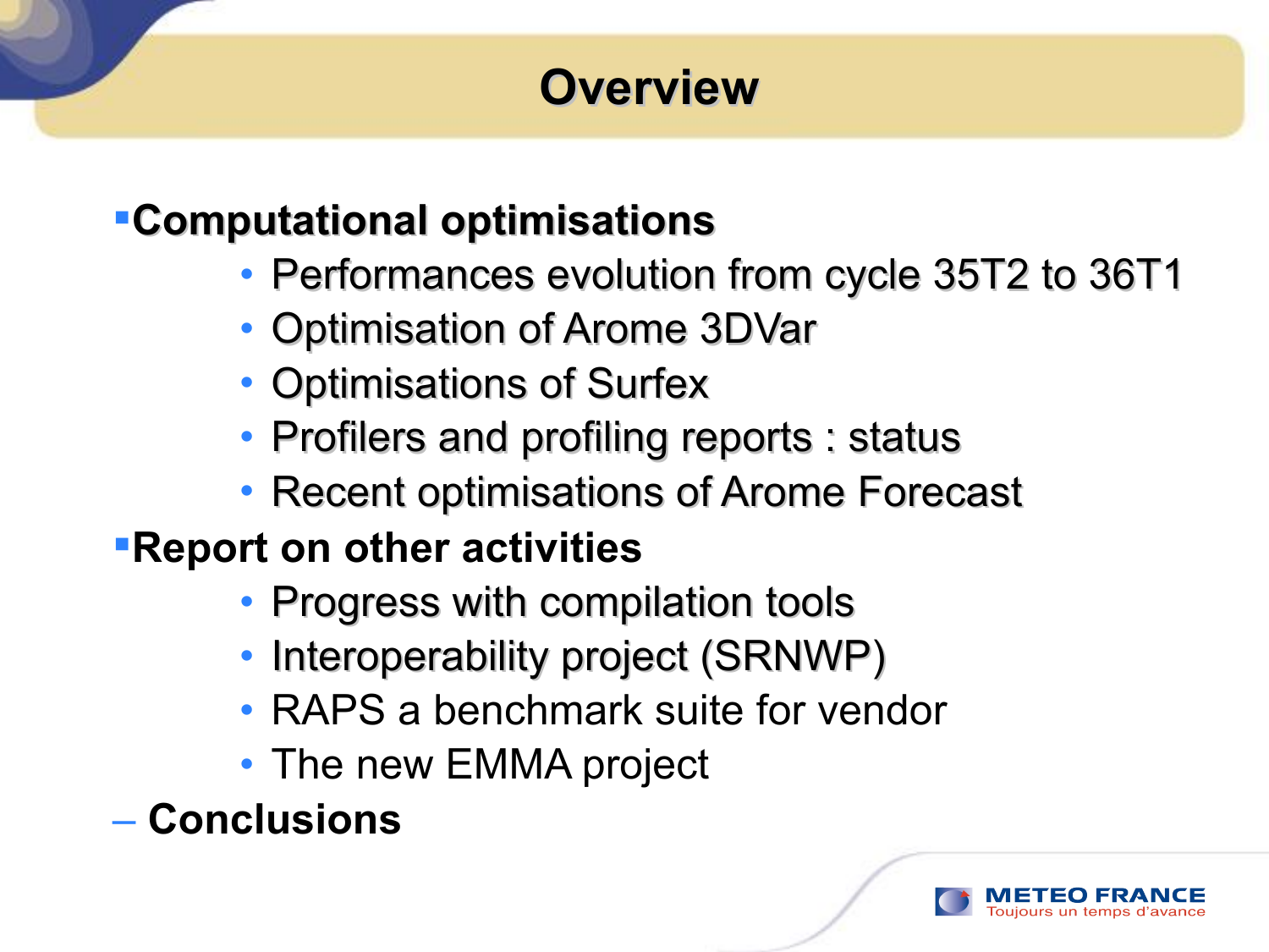# Overview

- **Computational optimisations**
  - Performances evolution from cycle 35T2 to 36T1
  - Optimisation of Arome 3DVar
  - Optimisations of Surfex
  - Profilers and profiling reports : status
  - Recent optimisations of Arome Forecast
- **Report on other activities**
  - Progress with compilation tools
  - Interoperability project (SRNWP)
  - RAPS a benchmark suite for vendor
  - The new EMMA project
- **Conclusions**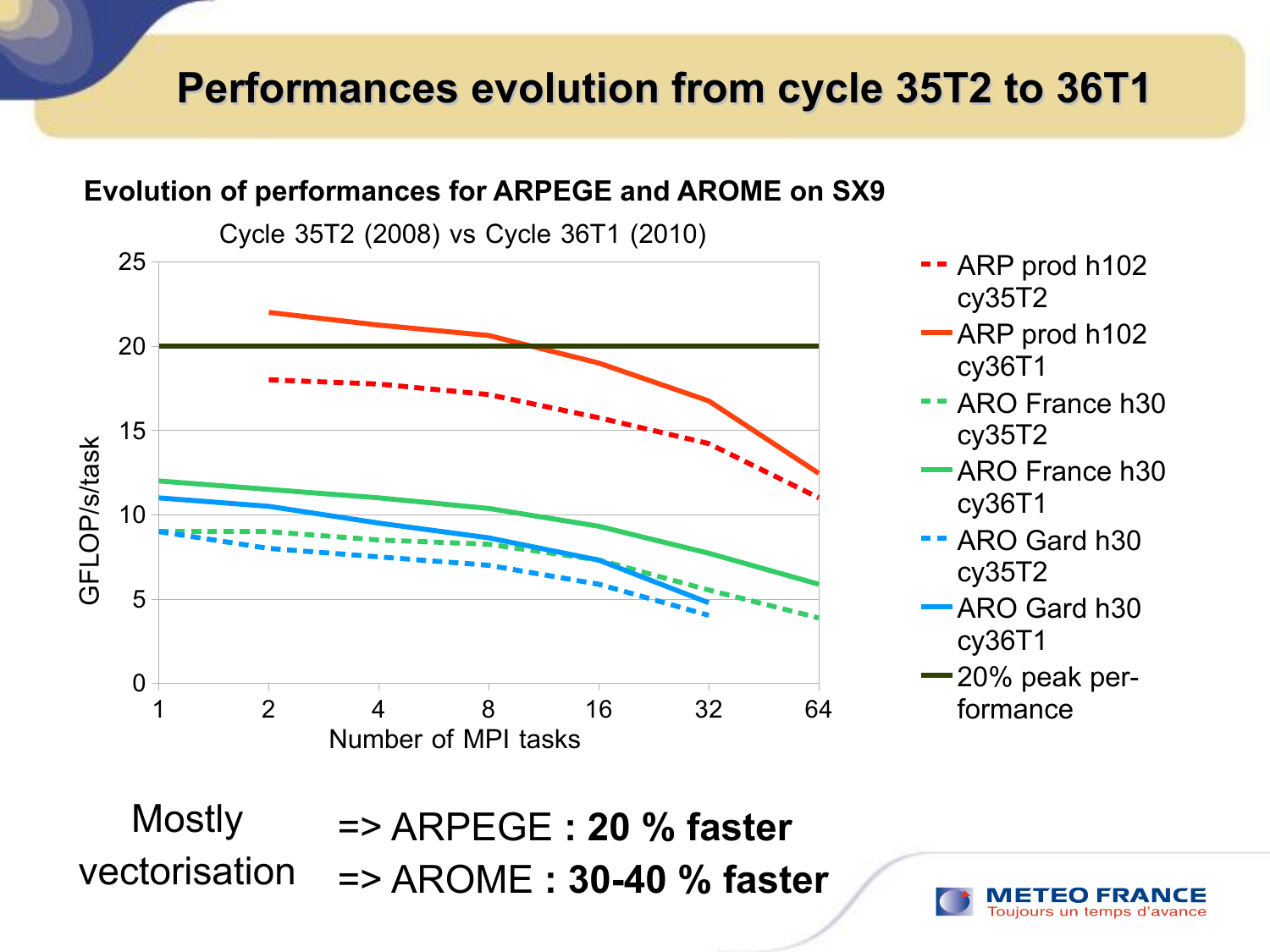# Performances evolution from cycle 35T2 to 36T1

**Evolution of performances for ARPEGE and AROME on SX9**

Cycle 35T2 (2008) vs Cycle 36T1 (2010)

GFLOP/s/task

Number of MPI tasks

- ARP prod h102 cy35T2
- ARP prod h102 cy36T1
- ARO France h30 cy35T2
- ARO France h30 cy36T1
- ARO Gard h30 cy35T2
- ARO Gard h30 cy36T1
- 20% peak performance

Mostly vectorisation

=> ARPEGE : **20 % faster**

=> AROME : **30-40 % faster**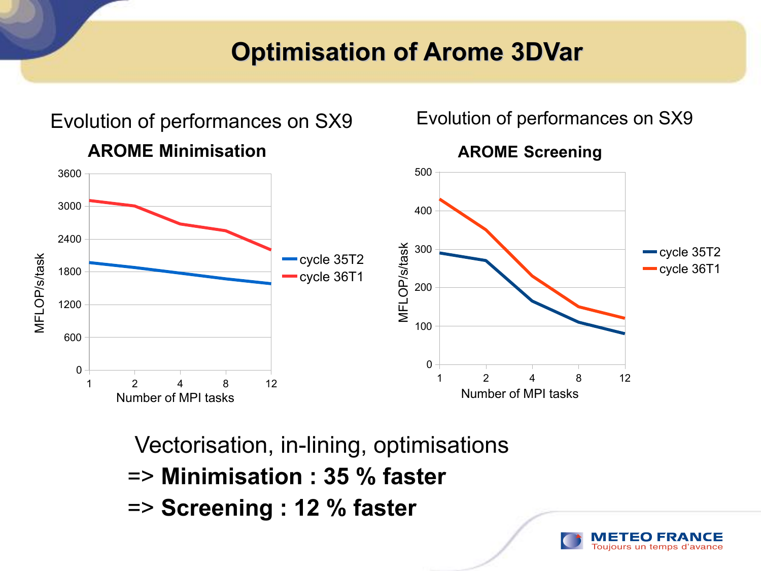# Optimisation of Arome 3DVar

Evolution of performances on SX9

**AROME Minimisation**

Evolution of performances on SX9

**AROME Screening**

Vectorisation, in-lining, optimisations

=> **Minimisation : 35 % faster**

=> **Screening : 12 % faster**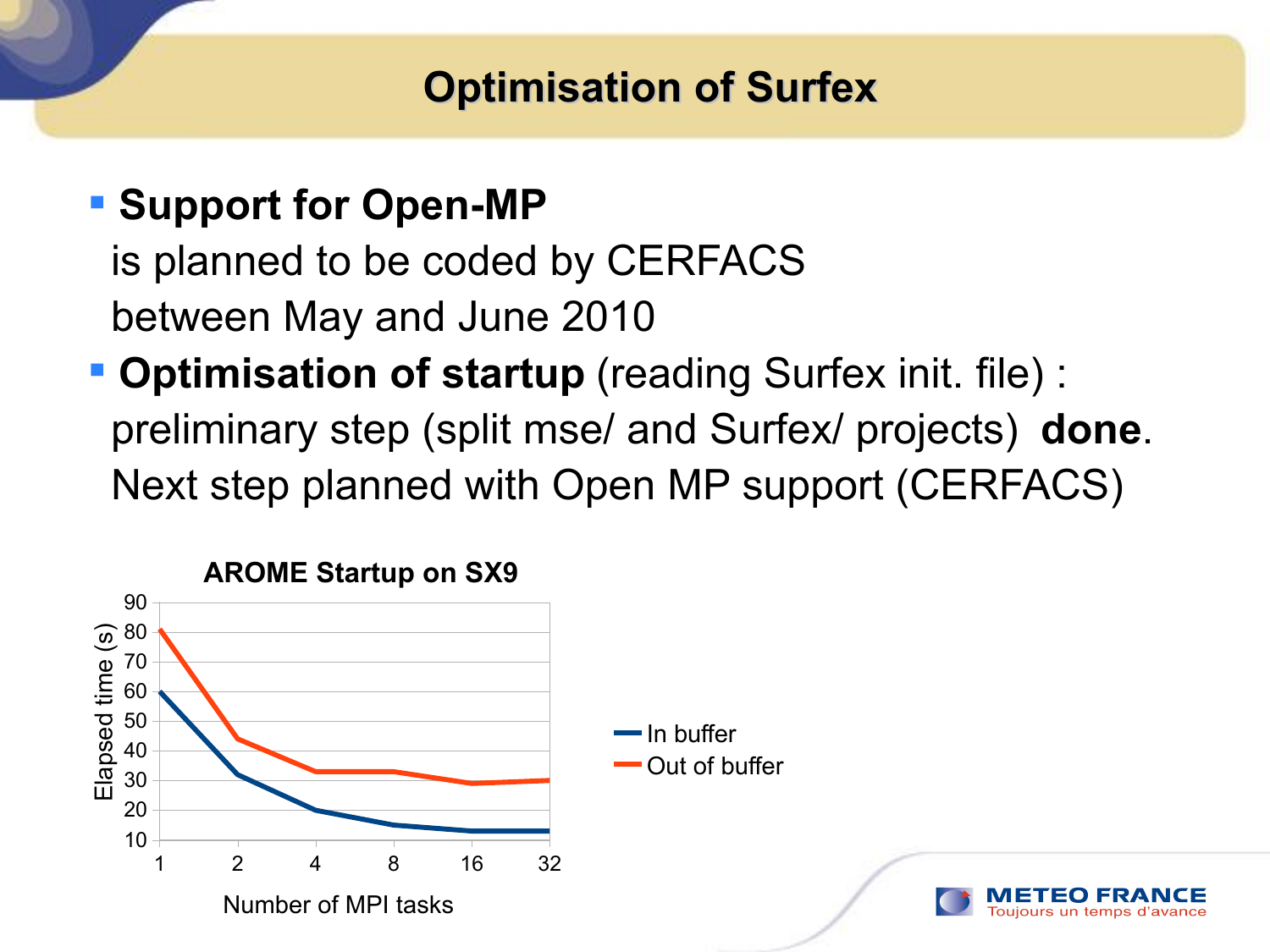# Optimisation of Surfex

- **Support for Open-MP**
  is planned to be coded by CERFACS
  between May and June 2010
- **Optimisation of startup** (reading Surfex init. file) :
  preliminary step (split mse/ and Surfex/ projects) **done**.
  Next step planned with Open MP support (CERFACS)

**AROME Startup on SX9**

| Number of MPI tasks | In buffer (Elapsed time (s)) | Out of buffer (Elapsed time (s)) |
|---|---|---|
| 1 | 60 | 81 |
| 2 | 32 | 44 |
| 4 | 20 | 33 |
| 8 | 15 | 33 |
| 16 | 13 | 29 |
| 32 | 13 | 30 |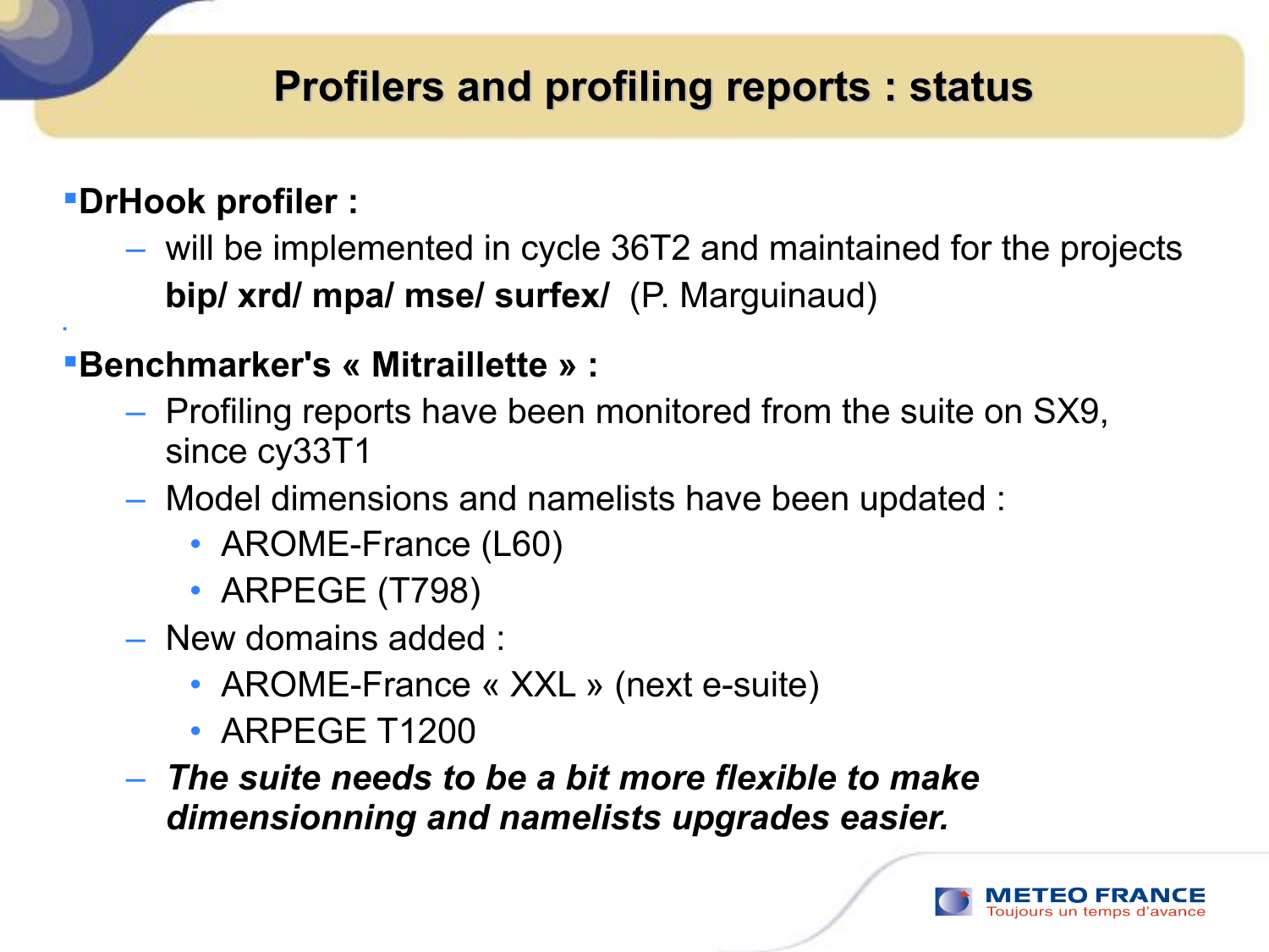# Profilers and profiling reports : status

- **DrHook profiler :**
  - will be implemented in cycle 36T2 and maintained for the projects **bip/ xrd/ mpa/ mse/ surfex/** (P. Marguinaud)

- **Benchmarker's « Mitraillette » :**
  - Profiling reports have been monitored from the suite on SX9, since cy33T1
  - Model dimensions and namelists have been updated :
    - AROME-France (L60)
    - ARPEGE (T798)
  - New domains added :
    - AROME-France « XXL » (next e-suite)
    - ARPEGE T1200
  - ***The suite needs to be a bit more flexible to make dimensionning and namelists upgrades easier.***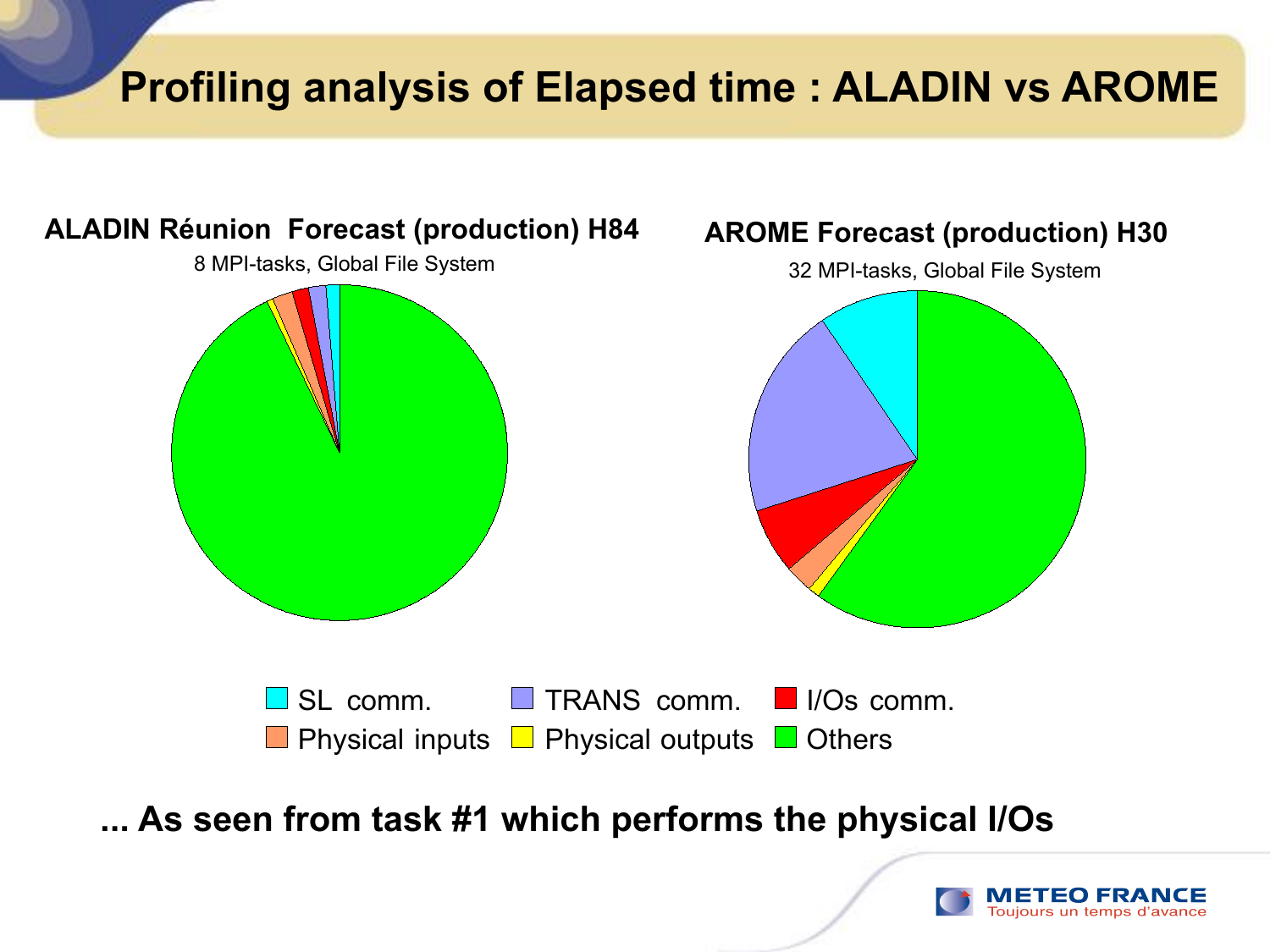# Profiling analysis of Elapsed time : ALADIN vs AROME

**ALADIN Réunion Forecast (production) H84**

8 MPI-tasks, Global File System

**AROME Forecast (production) H30**

32 MPI-tasks, Global File System

- SL comm.
- TRANS comm.
- I/Os comm.
- Physical inputs
- Physical outputs
- Others

**... As seen from task #1 which performs the physical I/Os**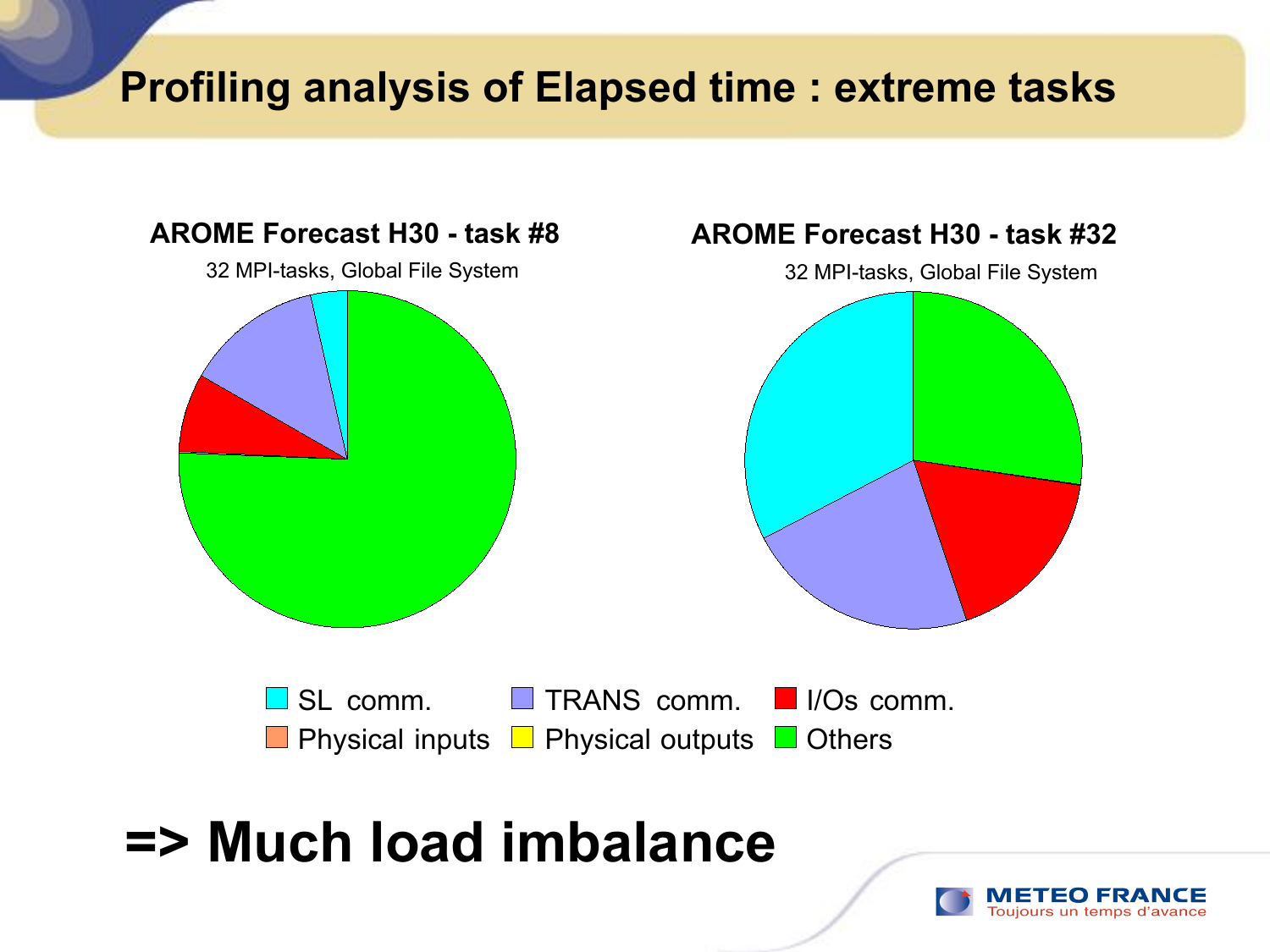# Profiling analysis of Elapsed time : extreme tasks

**AROME Forecast H30 - task #8**

32 MPI-tasks, Global File System

**AROME Forecast H30 - task #32**

32 MPI-tasks, Global File System

SL comm. | TRANS comm. | I/Os comm.
Physical inputs | Physical outputs | Others

# => Much load imbalance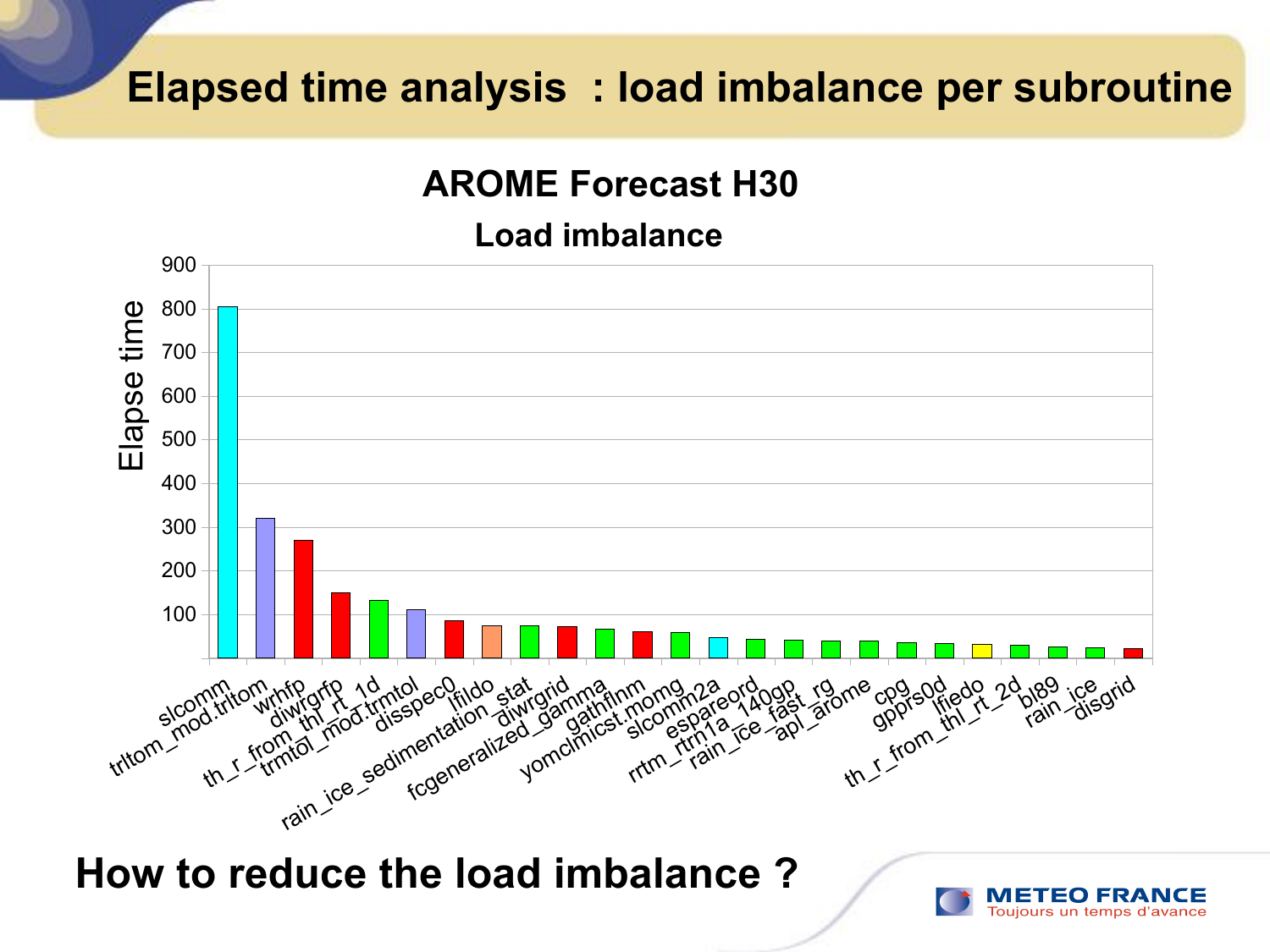# Elapsed time analysis : load imbalance per subroutine

## AROME Forecast H30

### Load imbalance

| Subroutine | Elapse time |
|---|---|
| slcomm | ~805 |
| trltom_mod.trltom | ~320 |
| wrhfp | ~270 |
| diwrgrfp | ~150 |
| th_r_from_thl_rt_1d | ~133 |
| trmtol_mod.trmtol | ~112 |
| disspec0 | ~87 |
| lfildo | ~75 |
| rain_ice_sedimentation_stat | ~75 |
| diwrgrid | ~73 |
| fcgeneralized_gamma | ~67 |
| gathflnm | ~62 |
| yomclmicst.momg | ~60 |
| slcomm2a | ~48 |
| espareord | ~45 |
| rrtm_rtrn1a_140gp | ~42 |
| rain_ice_fast_rg | ~40 |
| apl_arome | ~40 |
| cpg | ~37 |
| gpprs0d | ~35 |
| lfiedo | ~33 |
| th_r_from_thl_rt_2d | ~31 |
| bl89 | ~27 |
| rain_ice | ~25 |
| disgrid | ~23 |

**How to reduce the load imbalance ?**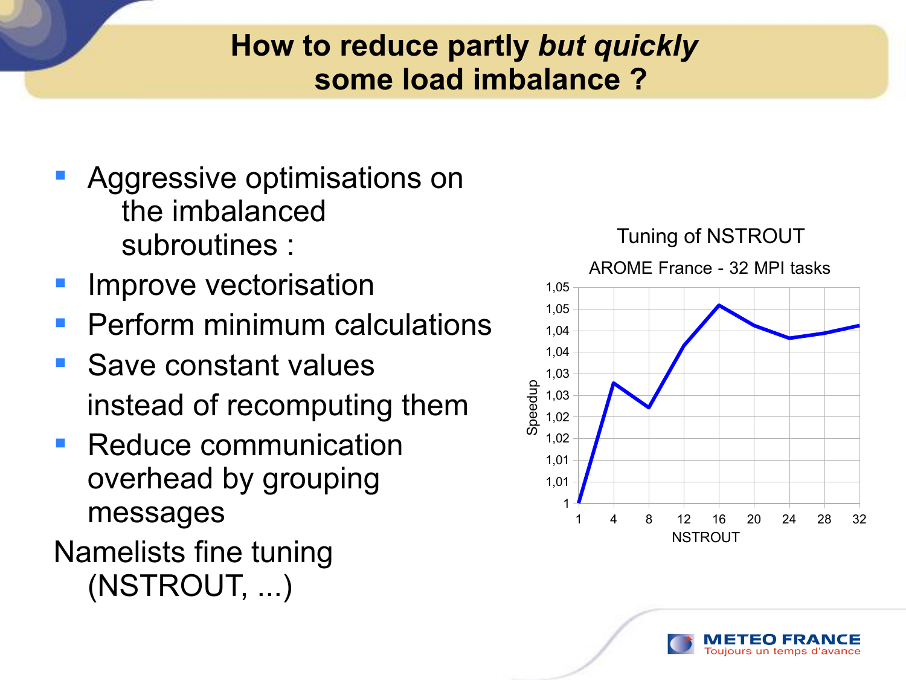# How to reduce partly *but quickly* some load imbalance ?

- Aggressive optimisations on the imbalanced subroutines :
- Improve vectorisation
- Perform minimum calculations
- Save constant values instead of recomputing them
- Reduce communication overhead by grouping messages

Namelists fine tuning (NSTROUT, ...)

Tuning of NSTROUT

AROME France - 32 MPI tasks

Speedup

NSTROUT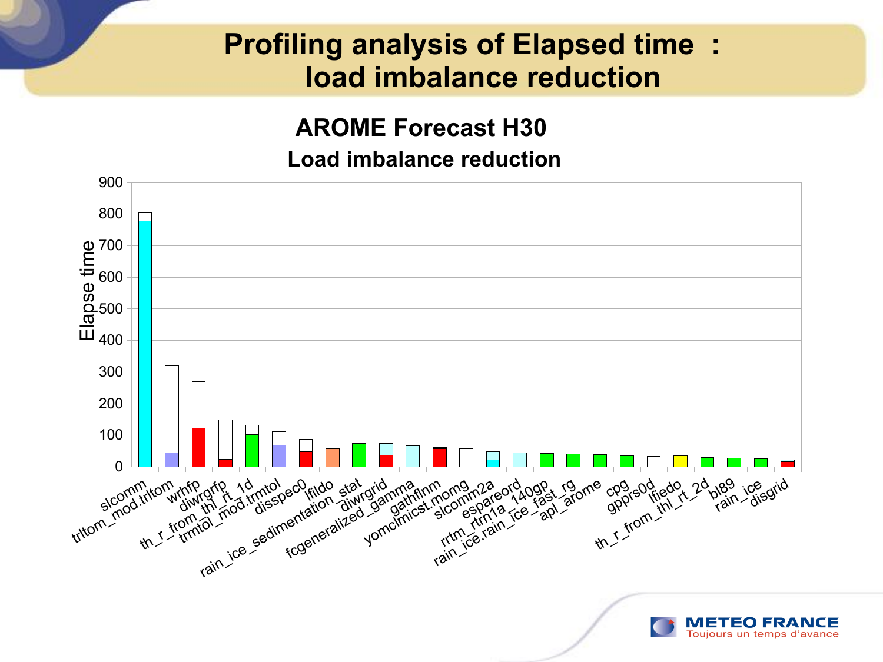# Profiling analysis of Elapsed time : load imbalance reduction

## AROME Forecast H30

### Load imbalance reduction

Elapse time

900
800
700
600
500
400
300
200
100
0

slcomm
trltom_mod.trltom
wrhfp
diwrgrfp
th_r_from_thl_rt_1d
trmtol_mod.trmtol
disspec0
lfildo
rain_ice_sedimentation_stat
diwrgrid
fcgeneralized_gamma
gathflnm
yomclmicst.momg
slcomm2a
espareord
rrtm_rtrn1a_140gp
rain_ice.rain_ice_fast_rg
apl_arome
cpg
gpprs0d
lfiedo
th_r_from_thl_rt_2d
bl89
rain_ice
disgrid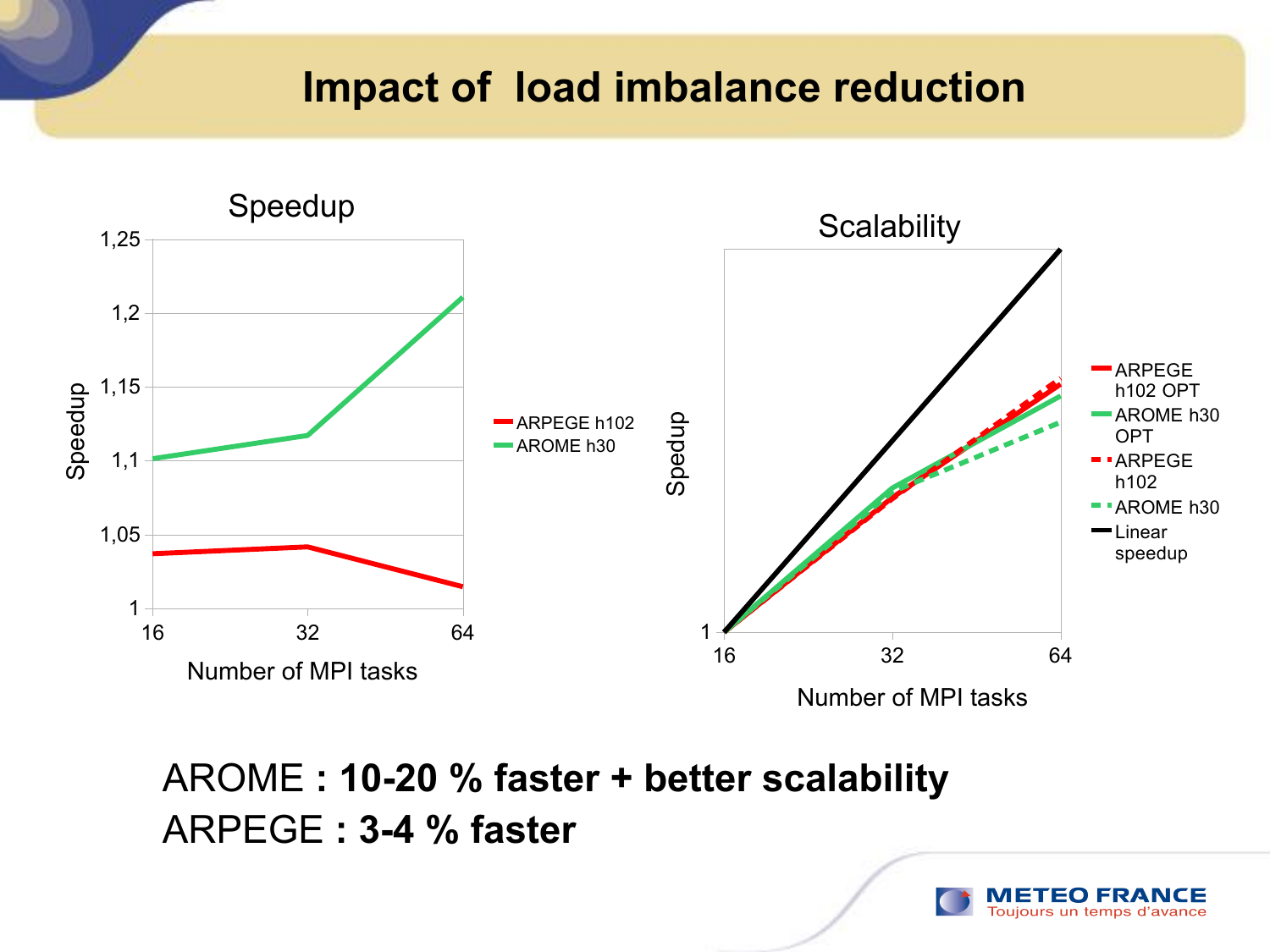# Impact of load imbalance reduction

AROME : **10-20 % faster + better scalability**

ARPEGE : **3-4 % faster**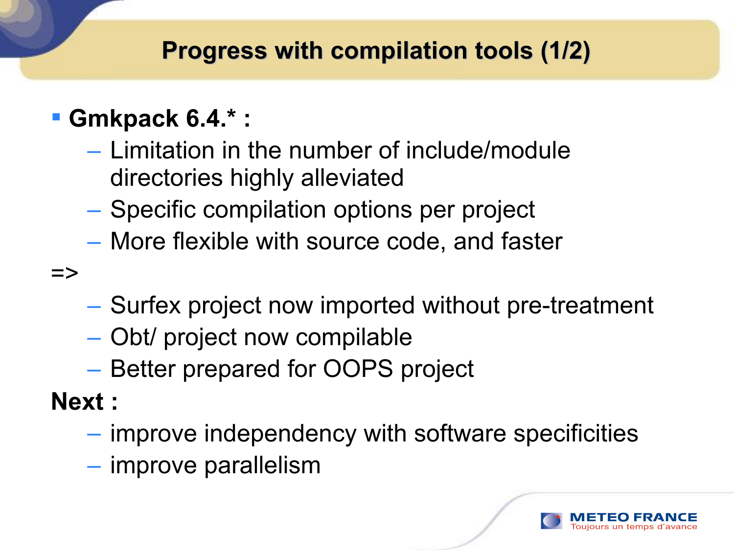# Progress with compilation tools (1/2)

- **Gmkpack 6.4.* :**
  - Limitation in the number of include/module directories highly alleviated
  - Specific compilation options per project
  - More flexible with source code, and faster

=>

  - Surfex project now imported without pre-treatment
  - Obt/ project now compilable
  - Better prepared for OOPS project

**Next :**

  - improve independency with software specificities
  - improve parallelism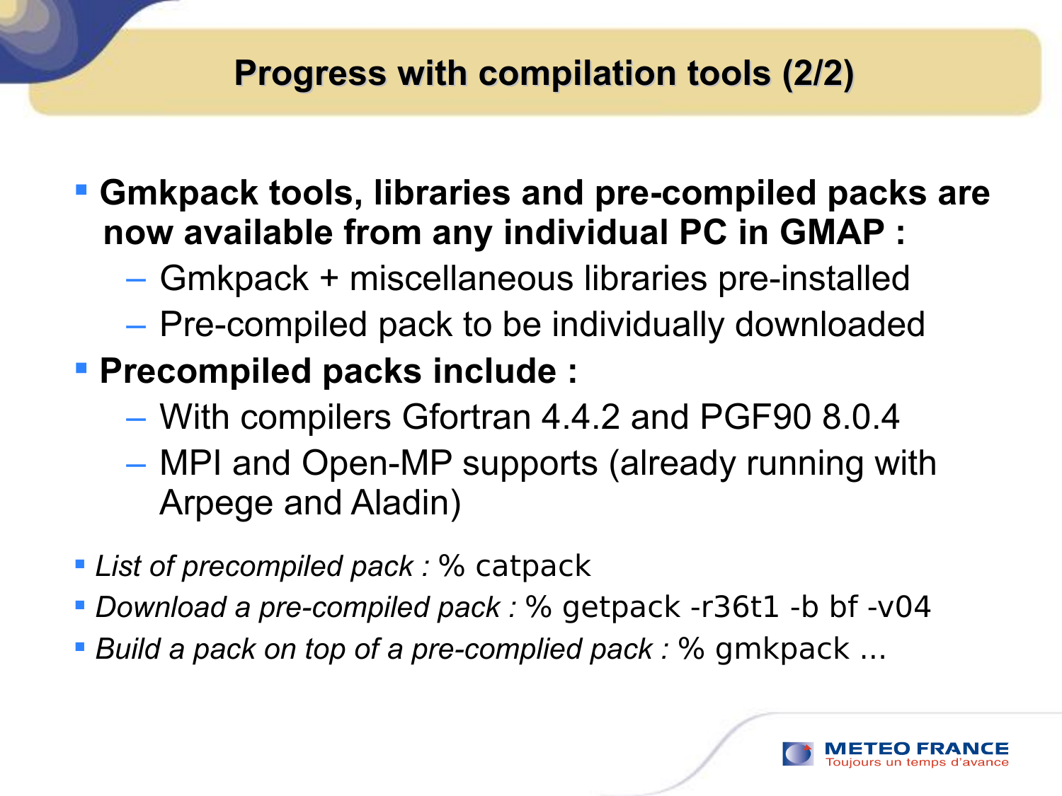# Progress with compilation tools (2/2)

- **Gmkpack tools, libraries and pre-compiled packs are now available from any individual PC in GMAP :**
  - Gmkpack + miscellaneous libraries pre-installed
  - Pre-compiled pack to be individually downloaded
- **Precompiled packs include :**
  - With compilers Gfortran 4.4.2 and PGF90 8.0.4
  - MPI and Open-MP supports (already running with Arpege and Aladin)

- *List of precompiled pack :* % catpack
- *Download a pre-compiled pack :* % getpack -r36t1 -b bf -v04
- *Build a pack on top of a pre-complied pack :* % gmkpack ...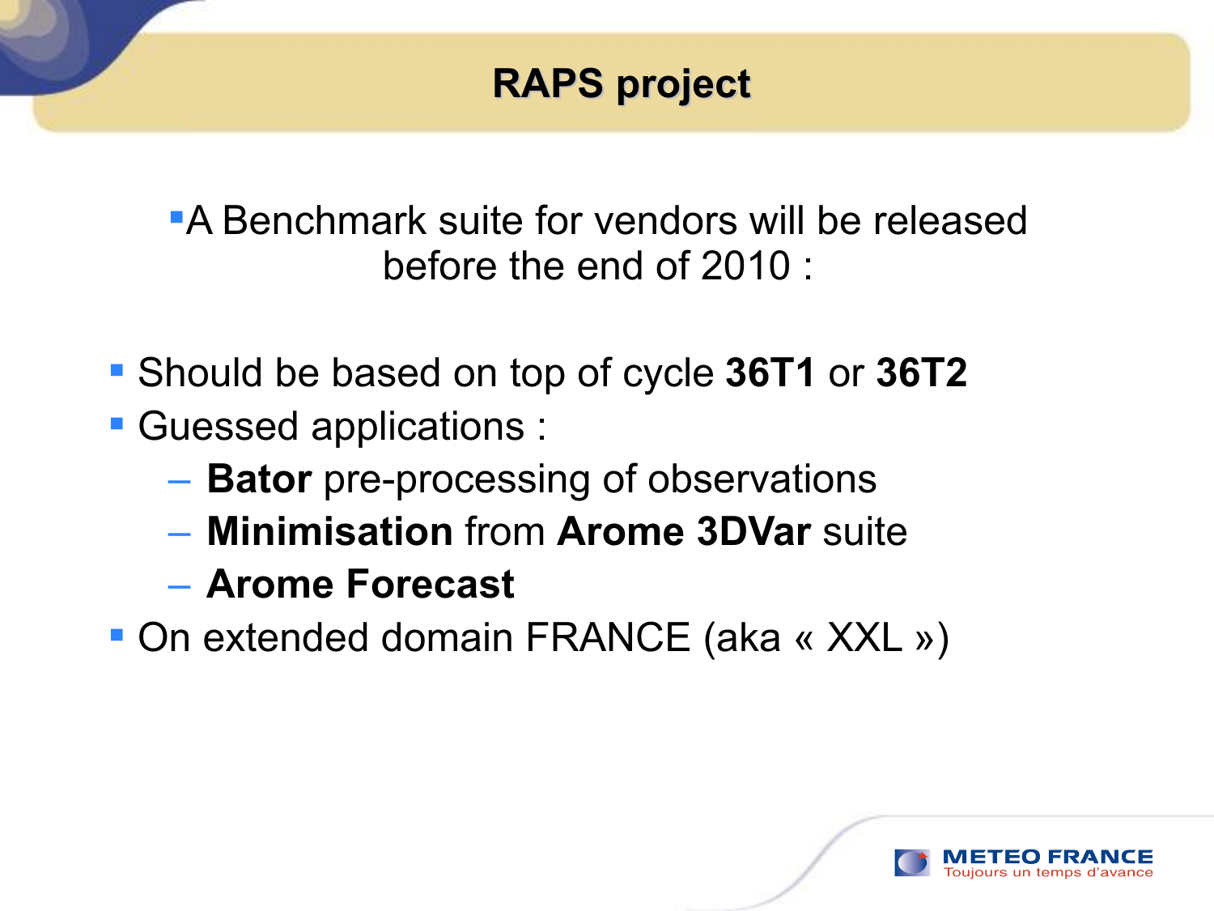# RAPS project

- A Benchmark suite for vendors will be released before the end of 2010 :

- Should be based on top of cycle **36T1** or **36T2**
- Guessed applications :
  - **Bator** pre-processing of observations
  - **Minimisation** from **Arome 3DVar** suite
  - **Arome Forecast**
- On extended domain FRANCE (aka « XXL »)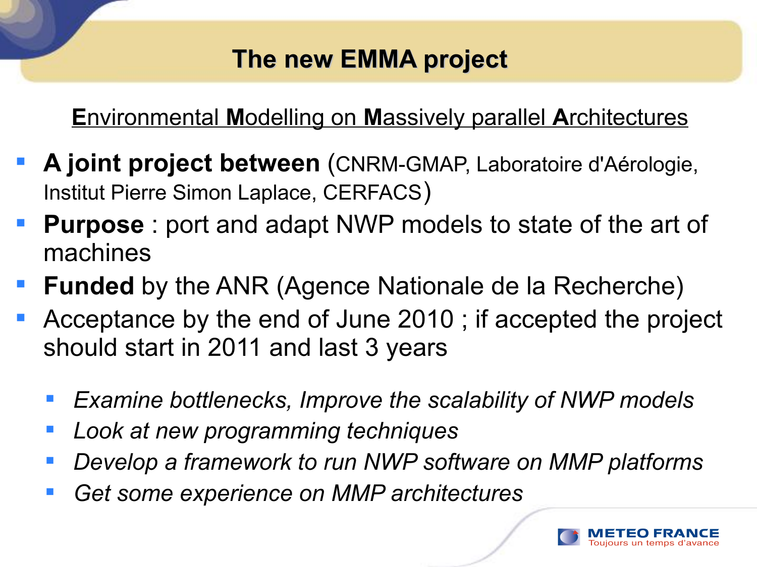# The new EMMA project

**E**nvironmental **M**odelling on **M**assively parallel **A**rchitectures

- **A joint project between** (CNRM-GMAP, Laboratoire d'Aérologie, Institut Pierre Simon Laplace, CERFACS)
- **Purpose** : port and adapt NWP models to state of the art of machines
- **Funded** by the ANR (Agence Nationale de la Recherche)
- Acceptance by the end of June 2010 ; if accepted the project should start in 2011 and last 3 years
  - *Examine bottlenecks, Improve the scalability of NWP models*
  - *Look at new programming techniques*
  - *Develop a framework to run NWP software on MMP platforms*
  - *Get some experience on MMP architectures*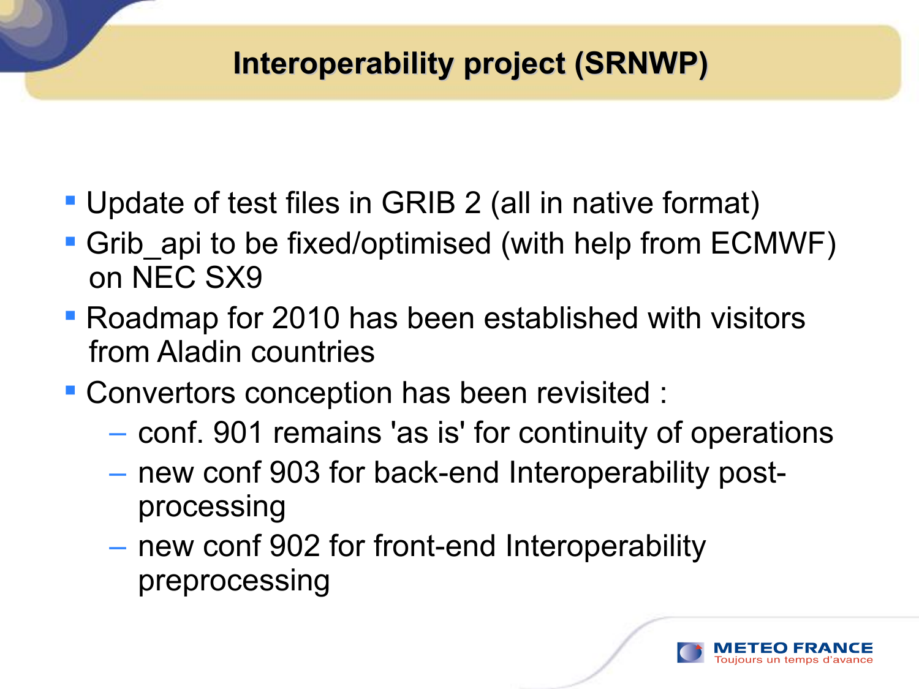# Interoperability project (SRNWP)

- Update of test files in GRIB 2 (all in native format)
- Grib_api to be fixed/optimised (with help from ECMWF) on NEC SX9
- Roadmap for 2010 has been established with visitors from Aladin countries
- Convertors conception has been revisited :
  - conf. 901 remains 'as is' for continuity of operations
  - new conf 903 for back-end Interoperability post-processing
  - new conf 902 for front-end Interoperability preprocessing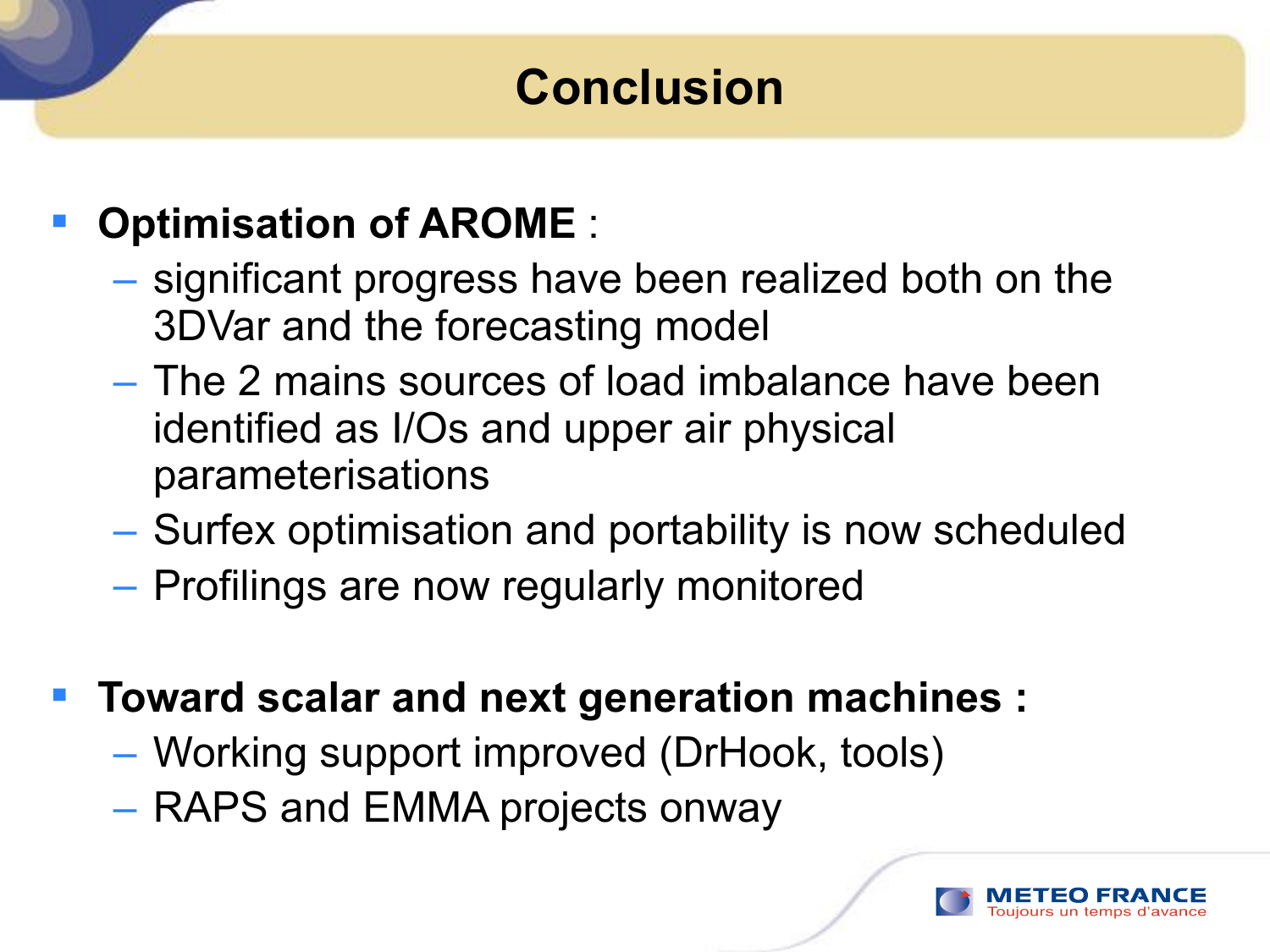# Conclusion

- **Optimisation of AROME** :
  - significant progress have been realized both on the 3DVar and the forecasting model
  - The 2 mains sources of load imbalance have been identified as I/Os and upper air physical parameterisations
  - Surfex optimisation and portability is now scheduled
  - Profilings are now regularly monitored

- **Toward scalar and next generation machines :**
  - Working support improved (DrHook, tools)
  - RAPS and EMMA projects onway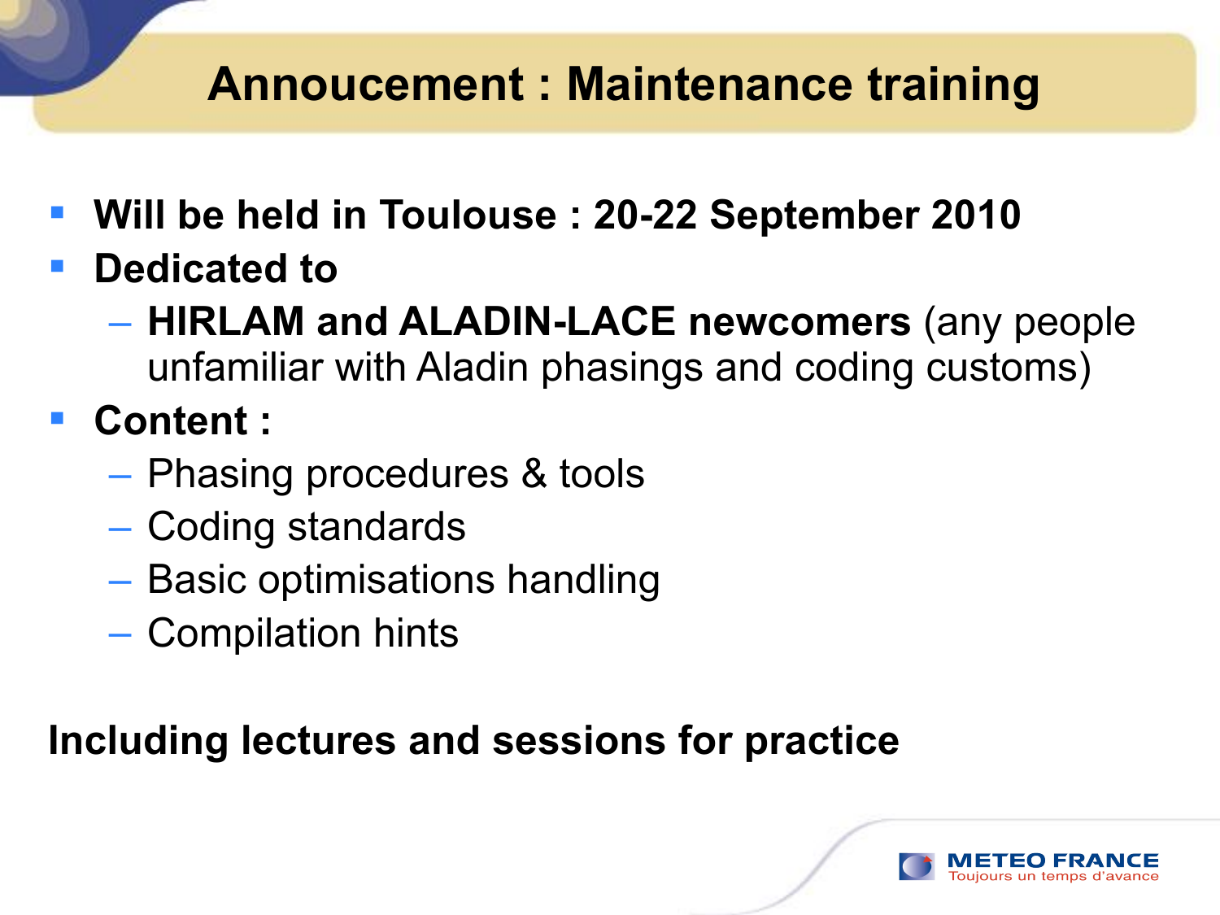# Annoucement : Maintenance training

- **Will be held in Toulouse : 20-22 September 2010**
- **Dedicated to**
  - **HIRLAM and ALADIN-LACE newcomers** (any people unfamiliar with Aladin phasings and coding customs)
- **Content :**
  - Phasing procedures & tools
  - Coding standards
  - Basic optimisations handling
  - Compilation hints

**Including lectures and sessions for practice**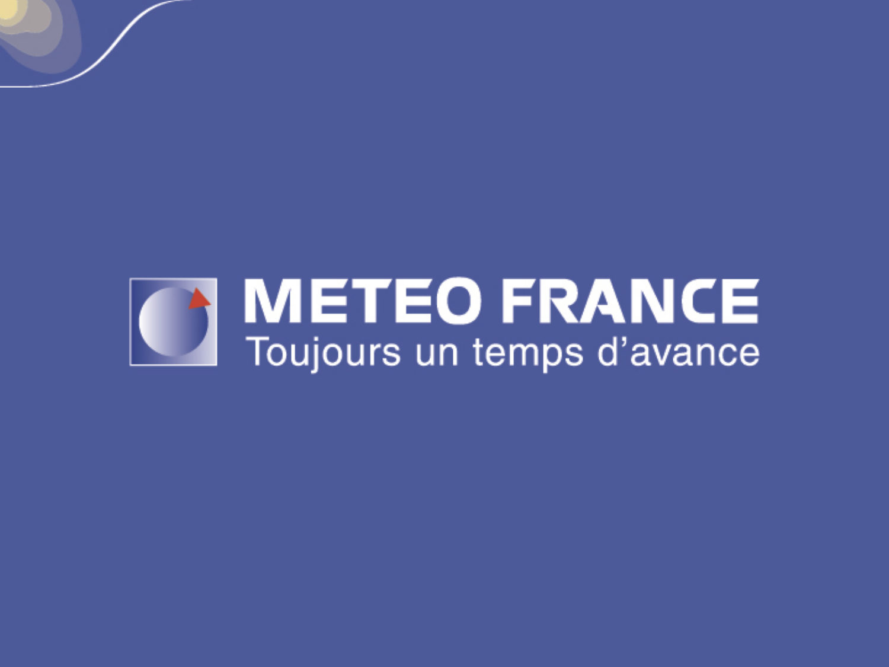METEO FRANCE

Toujours un temps d'avance